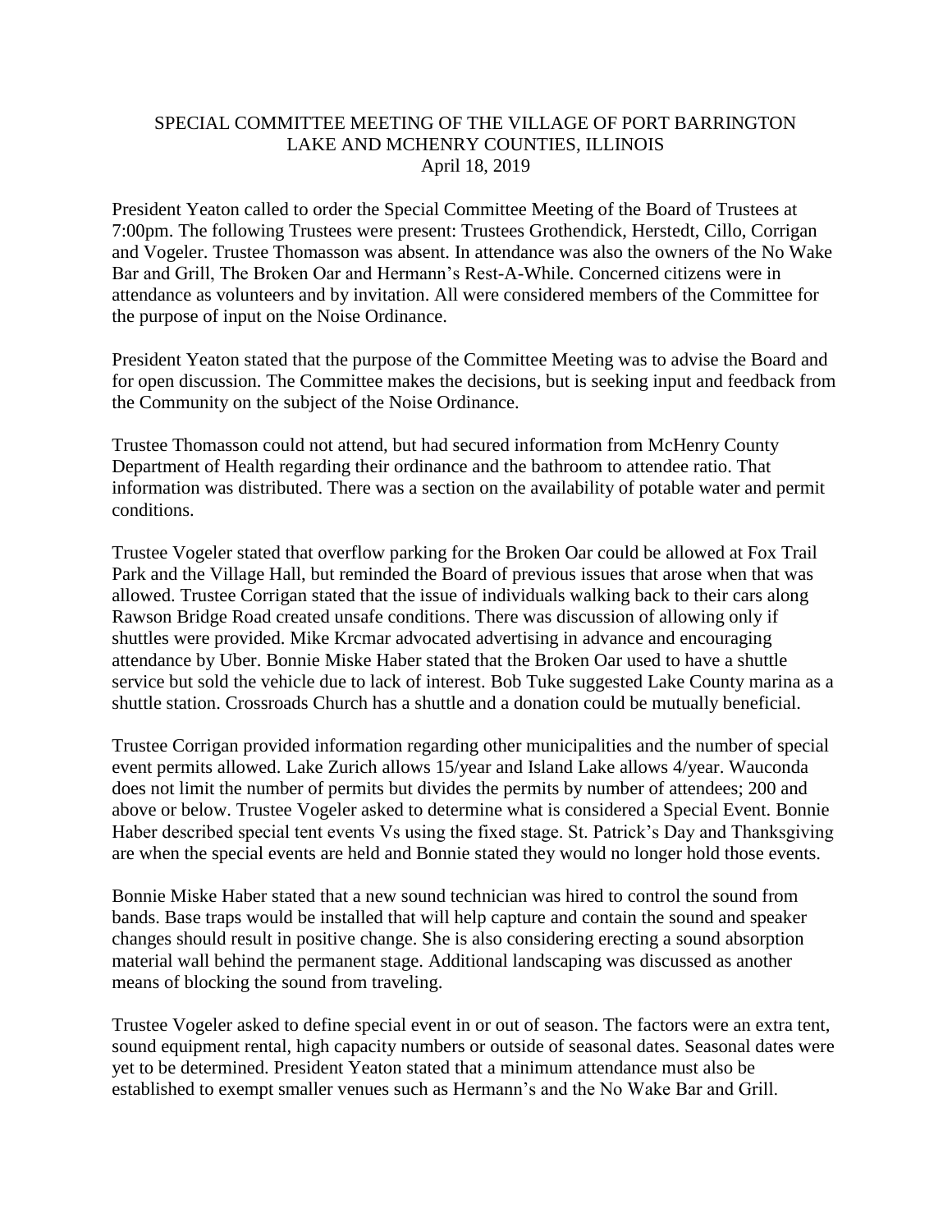# SPECIAL COMMITTEE MEETING OF THE VILLAGE OF PORT BARRINGTON
## LAKE AND MCHENRY COUNTIES, ILLINOIS
### April 18, 2019

President Yeaton called to order the Special Committee Meeting of the Board of Trustees at 7:00pm. The following Trustees were present: Trustees Grothendick, Herstedt, Cillo, Corrigan and Vogeler. Trustee Thomasson was absent. In attendance was also the owners of the No Wake Bar and Grill, The Broken Oar and Hermann's Rest-A-While. Concerned citizens were in attendance as volunteers and by invitation. All were considered members of the Committee for the purpose of input on the Noise Ordinance.

President Yeaton stated that the purpose of the Committee Meeting was to advise the Board and for open discussion. The Committee makes the decisions, but is seeking input and feedback from the Community on the subject of the Noise Ordinance.

Trustee Thomasson could not attend, but had secured information from McHenry County Department of Health regarding their ordinance and the bathroom to attendee ratio. That information was distributed. There was a section on the availability of potable water and permit conditions.

Trustee Vogeler stated that overflow parking for the Broken Oar could be allowed at Fox Trail Park and the Village Hall, but reminded the Board of previous issues that arose when that was allowed. Trustee Corrigan stated that the issue of individuals walking back to their cars along Rawson Bridge Road created unsafe conditions. There was discussion of allowing only if shuttles were provided. Mike Krcmar advocated advertising in advance and encouraging attendance by Uber. Bonnie Miske Haber stated that the Broken Oar used to have a shuttle service but sold the vehicle due to lack of interest. Bob Tuke suggested Lake County marina as a shuttle station. Crossroads Church has a shuttle and a donation could be mutually beneficial.

Trustee Corrigan provided information regarding other municipalities and the number of special event permits allowed. Lake Zurich allows 15/year and Island Lake allows 4/year. Wauconda does not limit the number of permits but divides the permits by number of attendees; 200 and above or below. Trustee Vogeler stated to determine what is considered a Special Event. Bonnie Haber described special tent events Vs using the fixed stage. St. Patrick's Day and Thanksgiving are when the special events are held and Bonnie stated they would no longer hold those events.

Bonnie Miske Haber stated that a new sound technician was hired to control the sound from bands. Base traps would be installed that will help capture and contain the sound and speaker changes should result in positive change. She is also considering erecting a sound absorption material wall behind the permanent stage. Additional landscaping was discussed as another means of blocking the sound from traveling.

Trustee Vogeler asked to define special event in or out of season. The factors were an extra tent, sound equipment rental, high capacity numbers or outside of seasonal dates. Seasonal dates were yet to be determined. President Yeaton stated that a minimum attendance must also be established to exempt smaller venues such as Hermann's and the No Wake Bar and Grill.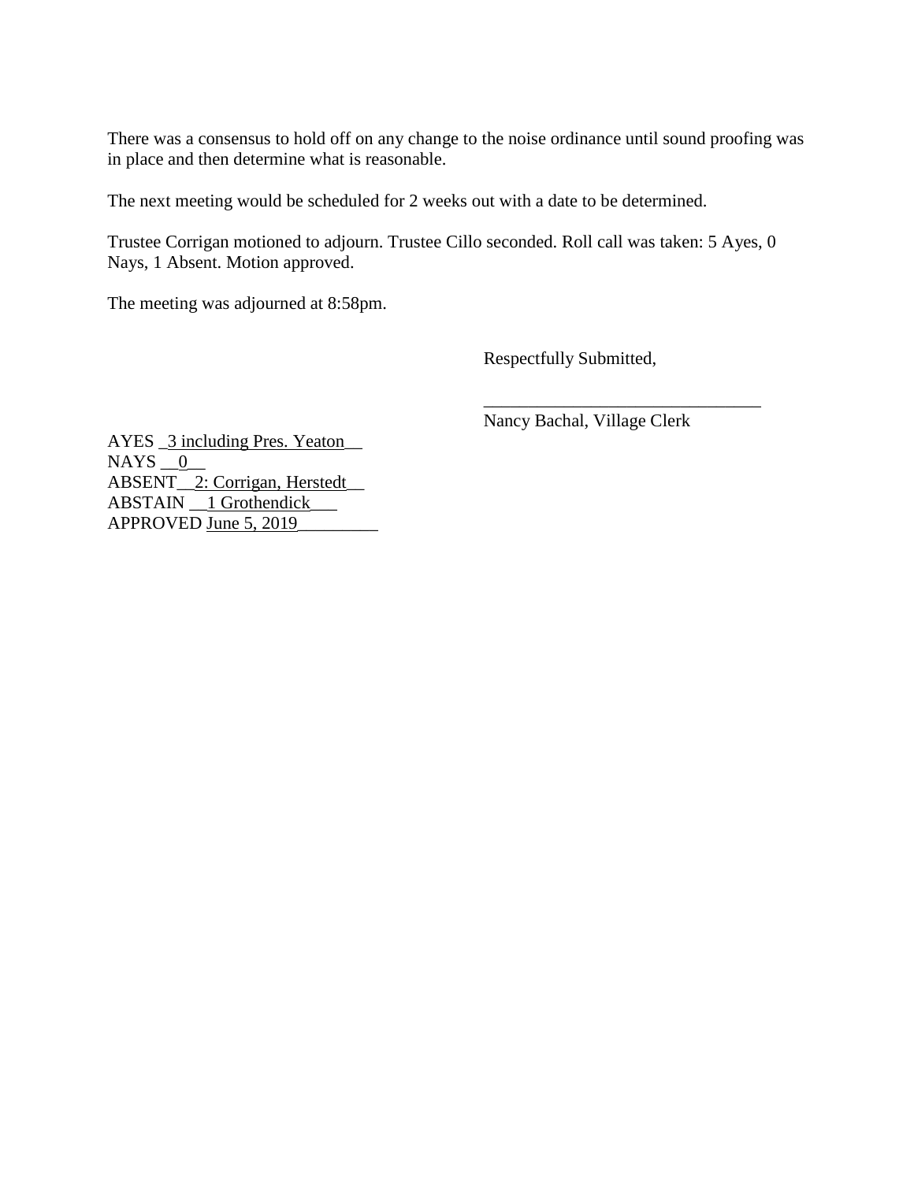There was a consensus to hold off on any change to the noise ordinance until sound proofing was in place and then determine what is reasonable.

The next meeting would be scheduled for 2 weeks out with a date to be determined.

Trustee Corrigan motioned to adjourn. Trustee Cillo seconded. Roll call was taken: 5 Ayes, 0 Nays, 1 Absent. Motion approved.

The meeting was adjourned at 8:58pm.

Respectfully Submitted,

_______________________________

Nancy Bachal, Village Clerk

AYES _3 including Pres. Yeaton__
NAYS __0__
ABSENT__2: Corrigan, Herstedt__
ABSTAIN __1 Grothendick___
APPROVED June 5, 2019_________